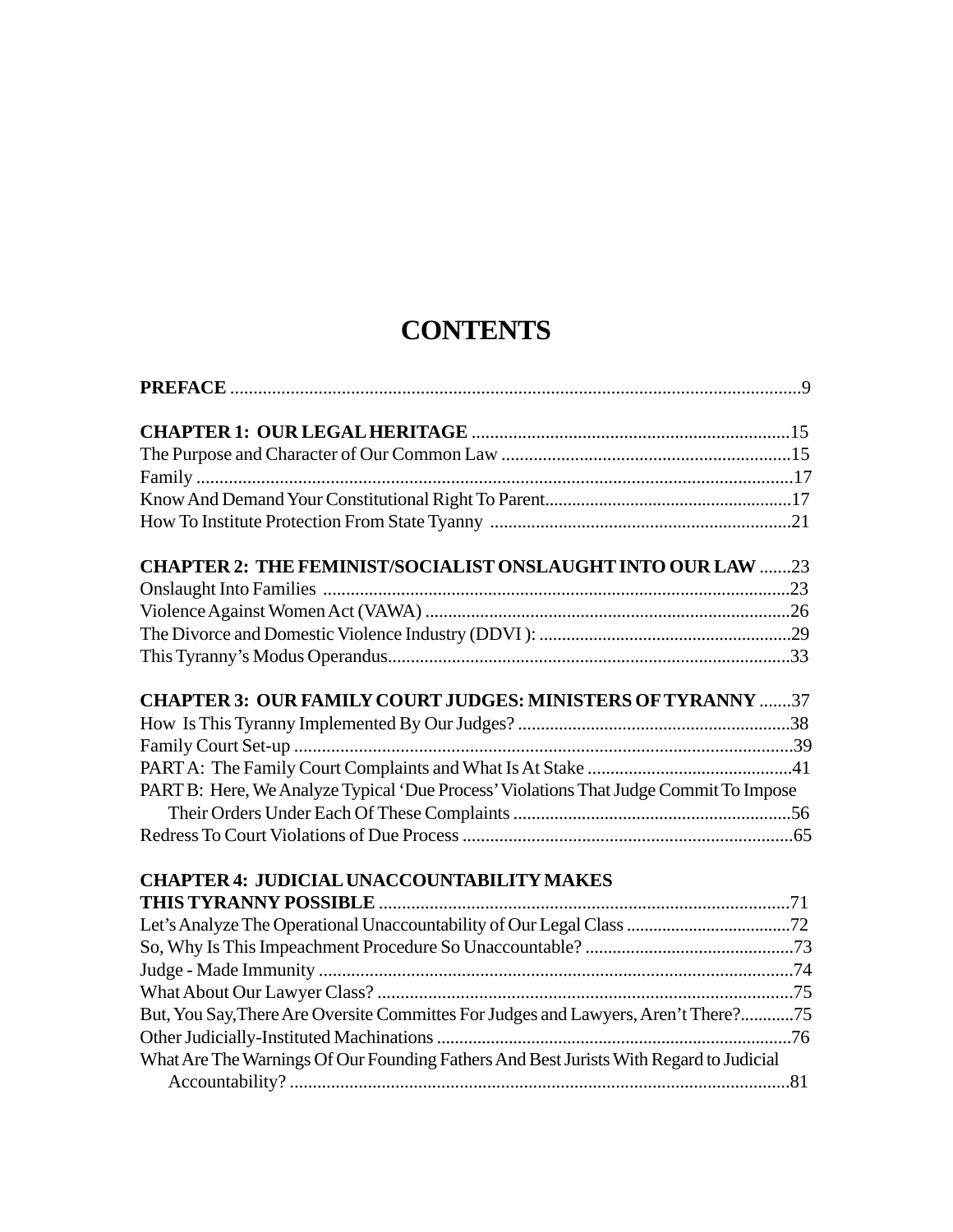# CONTENTS

**PREFACE** ..........................................................................................................9

**CHAPTER 1: OUR LEGAL HERITAGE** .....................................................................15
The Purpose and Character of Our Common Law ...............................................................15
Family ..........................................................................................................................17
Know And Demand Your Constitutional Right To Parent.......................................................17
How To Institute Protection From State Tyanny ..................................................................21

**CHAPTER 2: THE FEMINIST/SOCIALIST ONSLAUGHT INTO OUR LAW** .......23
Onslaught Into Families .....................................................................................................23
Violence Against Women Act (VAWA) ...............................................................................26
The Divorce and Domestic Violence Industry (DDVI ): .......................................................29
This Tyranny's Modus Operandus.......................................................................................33

**CHAPTER 3: OUR FAMILY COURT JUDGES: MINISTERS OF TYRANNY** .......37
How Is This Tyranny Implemented By Our Judges? ...........................................................38
Family Court Set-up ...........................................................................................................39
PART A: The Family Court Complaints and What Is At Stake ............................................41
PART B: Here, We Analyze Typical 'Due Process' Violations That Judge Commit To Impose Their Orders Under Each Of These Complaints .............................................................56
Redress To Court Violations of Due Process ........................................................................65

**CHAPTER 4: JUDICIAL UNACCOUNTABILITY MAKES THIS TYRANNY POSSIBLE** .........................................................................................71
Let's Analyze The Operational Unaccountability of Our Legal Class ....................................72
So, Why Is This Impeachment Procedure So Unaccountable? .............................................73
Judge - Made Immunity .......................................................................................................74
What About Our Lawyer Class? ..........................................................................................75
But, You Say,There Are Oversite Committes For Judges and Lawyers, Aren't There?............75
Other Judicially-Instituted Machinations .............................................................................76
What Are The Warnings Of Our Founding Fathers And Best Jurists With Regard to Judicial Accountability? ............................................................................................................81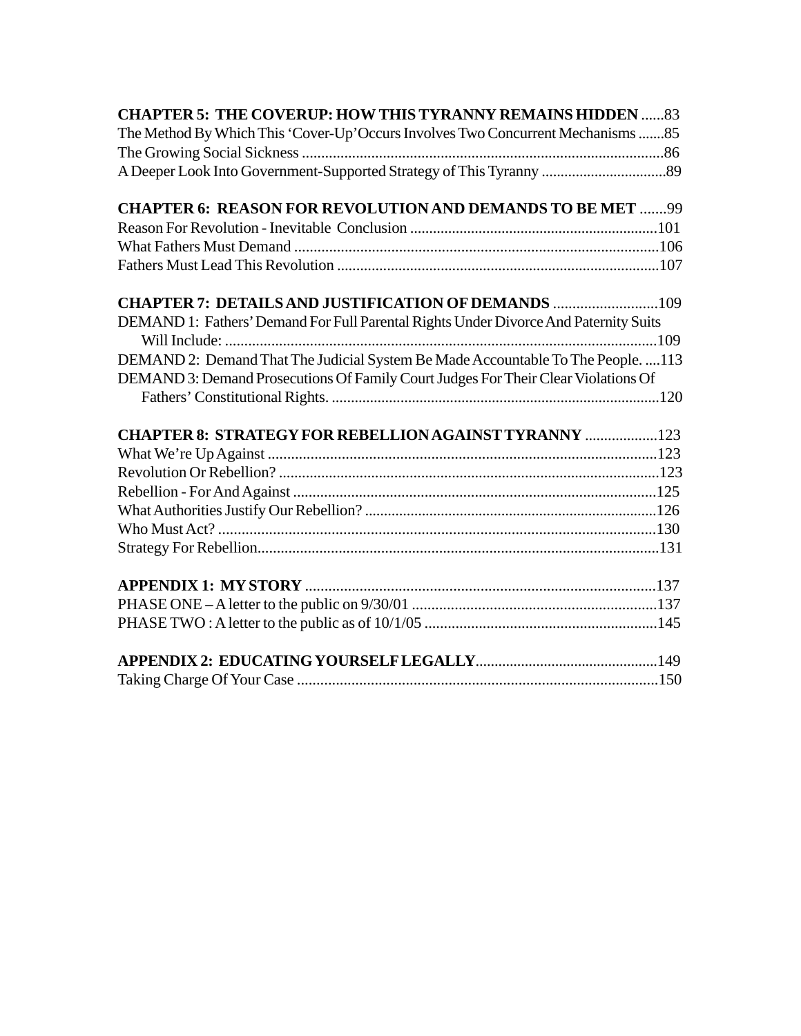**CHAPTER 5: THE COVERUP: HOW THIS TYRANNY REMAINS HIDDEN** ......83
The Method By Which This 'Cover-Up' Occurs Involves Two Concurrent Mechanisms .......85
The Growing Social Sickness .............................................................................................86
A Deeper Look Into Government-Supported Strategy of This Tyranny .................................89

**CHAPTER 6: REASON FOR REVOLUTION AND DEMANDS TO BE MET** .......99
Reason For Revolution - Inevitable Conclusion .................................................................101
What Fathers Must Demand ..............................................................................................106
Fathers Must Lead This Revolution ...................................................................................107

**CHAPTER 7: DETAILS AND JUSTIFICATION OF DEMANDS** ...........................109
DEMAND 1: Fathers' Demand For Full Parental Rights Under Divorce And Paternity Suits Will Include: ................................................................................................................109
DEMAND 2: Demand That The Judicial System Be Made Accountable To The People. ....113
DEMAND 3: Demand Prosecutions Of Family Court Judges For Their Clear Violations Of Fathers' Constitutional Rights. .....................................................................................120

**CHAPTER 8: STRATEGY FOR REBELLION AGAINST TYRANNY** ...................123
What We're Up Against ....................................................................................................123
Revolution Or Rebellion? ..................................................................................................123
Rebellion - For And Against ..............................................................................................125
What Authorities Justify Our Rebellion? ...........................................................................126
Who Must Act? ................................................................................................................130
Strategy For Rebellion.......................................................................................................131

**APPENDIX 1: MY STORY** ...........................................................................................137
PHASE ONE – A letter to the public on 9/30/01 ...............................................................137
PHASE TWO : A letter to the public as of 10/1/05 ............................................................145

**APPENDIX 2: EDUCATING YOURSELF LEGALLY**...............................................149
Taking Charge Of Your Case .............................................................................................150